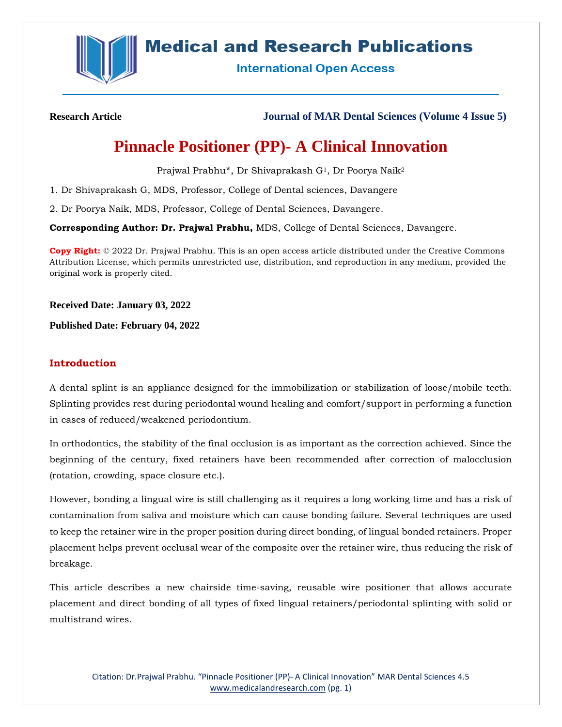Research Article

# Pinnacle Positioner (PP)- A Clinical Innovation

Prajwal Prabhu*, Dr Shivaprakash G[1], Dr Poorya Naik[2]

1. Dr Shivaprakash G, MDS, Professor, College of Dental sciences, Davangere

2. Dr Poorya Naik, MDS, Professor, College of Dental Sciences, Davangere.

**Corresponding Author: Dr. Prajwal Prabhu,** MDS, College of Dental Sciences, Davangere.

**Copy Right:** © 2022 Dr. Prajwal Prabhu. This is an open access article distributed under the Creative Commons Attribution License, which permits unrestricted use, distribution, and reproduction in any medium, provided the original work is properly cited.

**Received Date: January 03, 2022**

**Published Date: February 04, 2022**

## Introduction

A dental splint is an appliance designed for the immobilization or stabilization of loose/mobile teeth. Splinting provides rest during periodontal wound healing and comfort/support in performing a function in cases of reduced/weakened periodontium.

In orthodontics, the stability of the final occlusion is as important as the correction achieved. Since the beginning of the century, fixed retainers have been recommended after correction of malocclusion (rotation, crowding, space closure etc.).

However, bonding a lingual wire is still challenging as it requires a long working time and has a risk of contamination from saliva and moisture which can cause bonding failure. Several techniques are used to keep the retainer wire in the proper position during direct bonding, of lingual bonded retainers. Proper placement helps prevent occlusal wear of the composite over the retainer wire, thus reducing the risk of breakage.

This article describes a new chairside time-saving, reusable wire positioner that allows accurate placement and direct bonding of all types of fixed lingual retainers/periodontal splinting with solid or multistrand wires.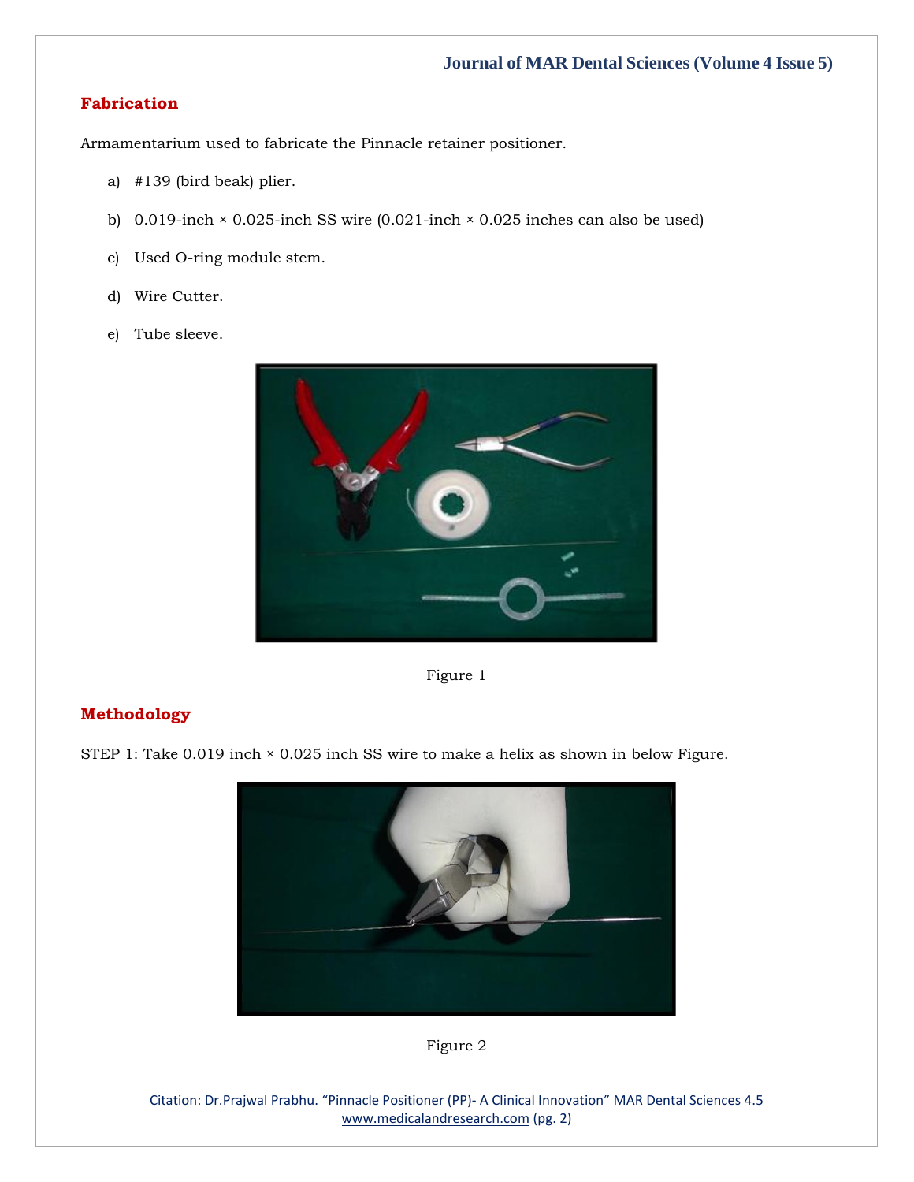## Fabrication

Armamentarium used to fabricate the Pinnacle retainer positioner.

a) #139 (bird beak) plier.

b) 0.019-inch × 0.025-inch SS wire (0.021-inch × 0.025 inches can also be used)

c) Used O-ring module stem.

d) Wire Cutter.

e) Tube sleeve.

Figure 1

## Methodology

STEP 1: Take 0.019 inch × 0.025 inch SS wire to make a helix as shown in below Figure.

Figure 2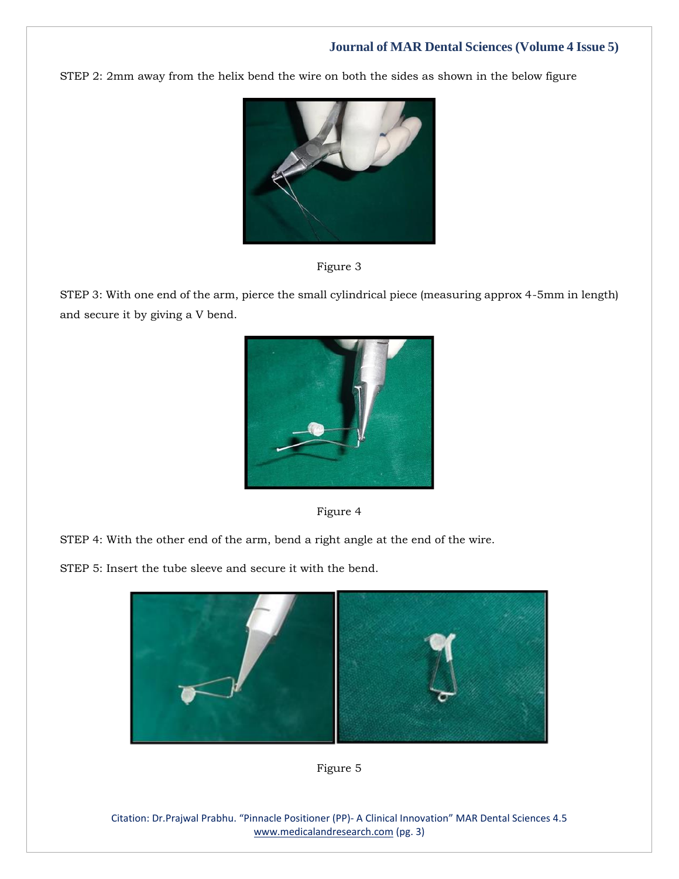STEP 2: 2mm away from the helix bend the wire on both the sides as shown in the below figure

Figure 3

STEP 3: With one end of the arm, pierce the small cylindrical piece (measuring approx 4-5mm in length) and secure it by giving a V bend.

Figure 4

STEP 4: With the other end of the arm, bend a right angle at the end of the wire.

STEP 5: Insert the tube sleeve and secure it with the bend.

Figure 5

Citation: Dr.Prajwal Prabhu. "Pinnacle Positioner (PP)- A Clinical Innovation" MAR Dental Sciences 4.5
www.medicalandresearch.com (pg. 3)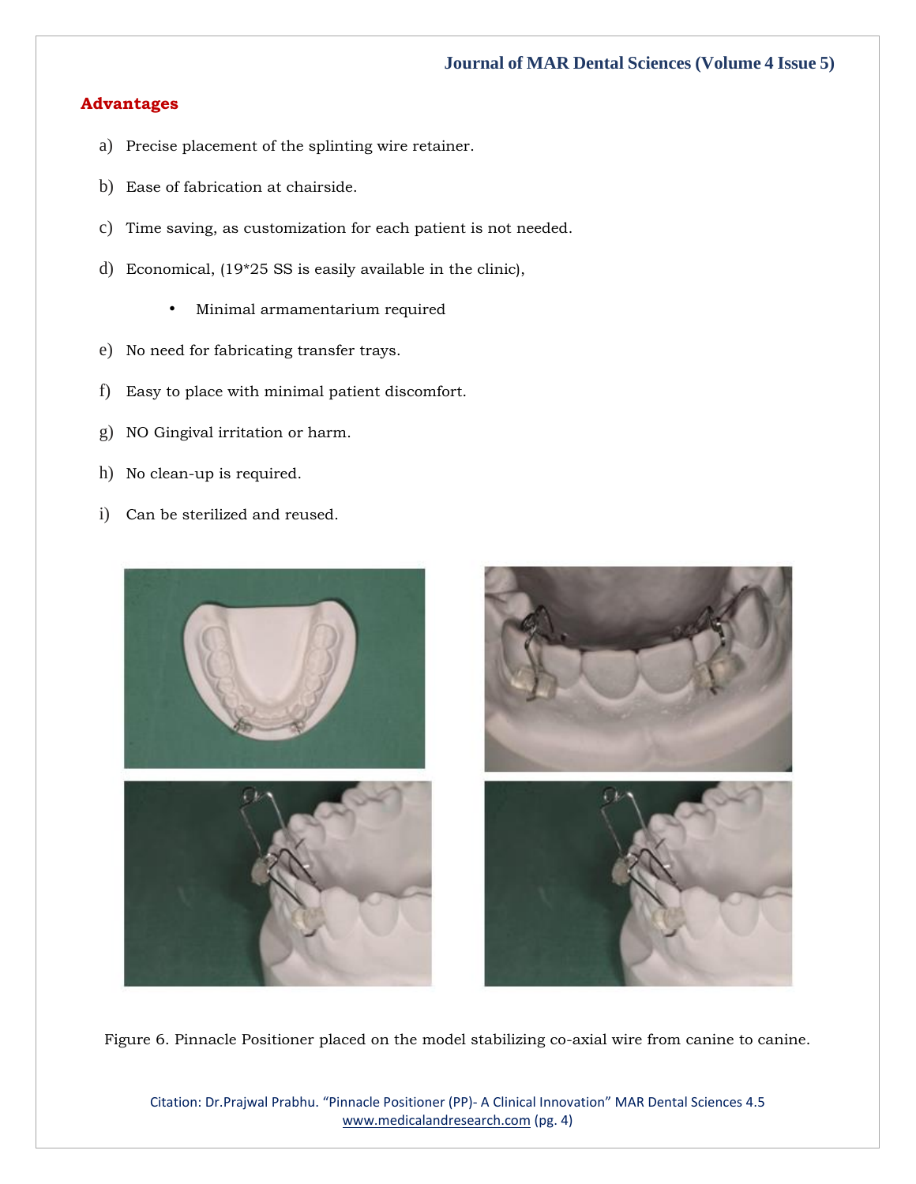## Advantages

a) Precise placement of the splinting wire retainer.

b) Ease of fabrication at chairside.

c) Time saving, as customization for each patient is not needed.

d) Economical, (19*25 SS is easily available in the clinic),

- Minimal armamentarium required

e) No need for fabricating transfer trays.

f) Easy to place with minimal patient discomfort.

g) NO Gingival irritation or harm.

h) No clean-up is required.

i) Can be sterilized and reused.

Figure 6. Pinnacle Positioner placed on the model stabilizing co-axial wire from canine to canine.

Citation: Dr.Prajwal Prabhu. "Pinnacle Positioner (PP)- A Clinical Innovation" MAR Dental Sciences 4.5
www.medicalandresearch.com (pg. 4)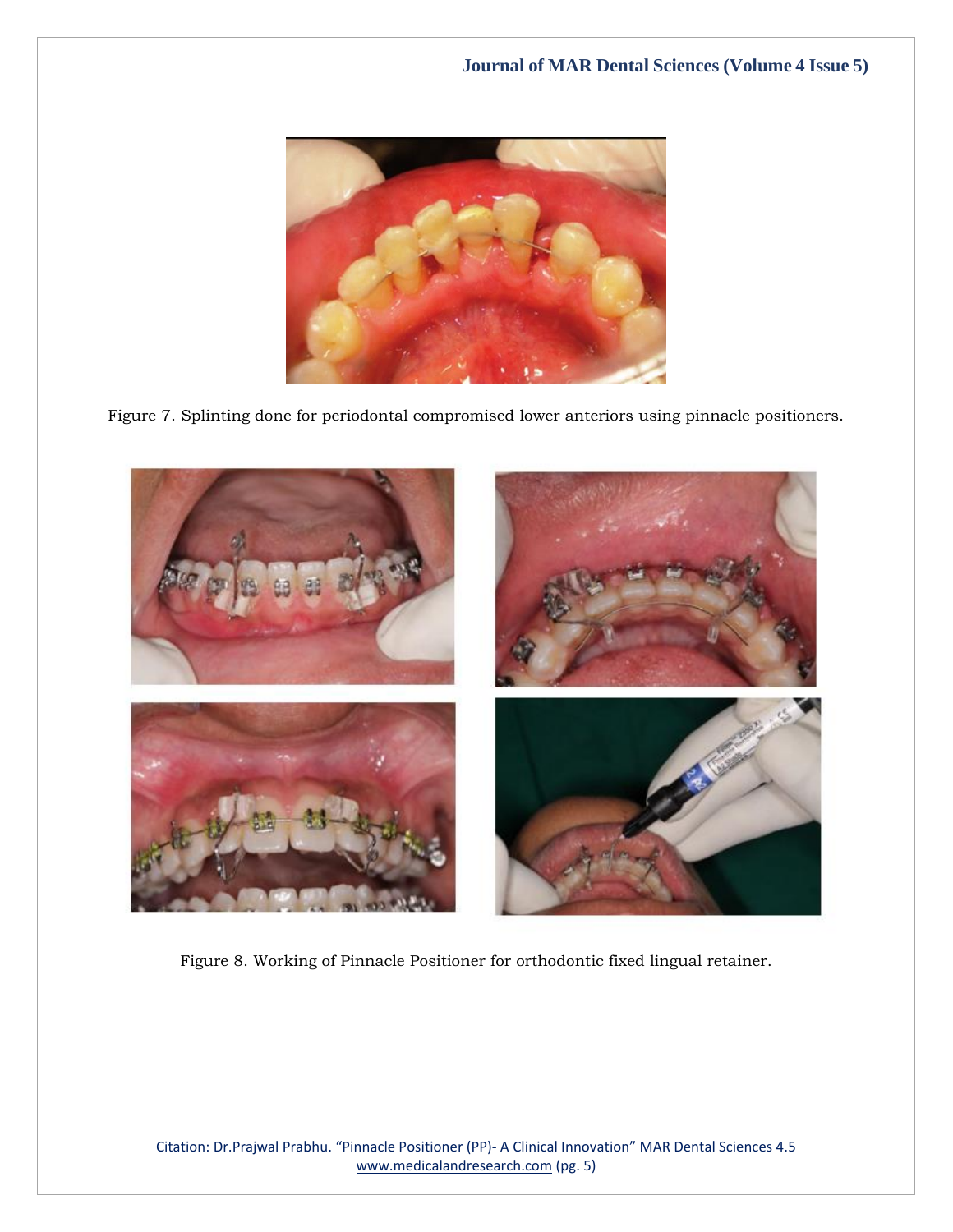Figure 7. Splinting done for periodontal compromised lower anteriors using pinnacle positioners.

Figure 8. Working of Pinnacle Positioner for orthodontic fixed lingual retainer.